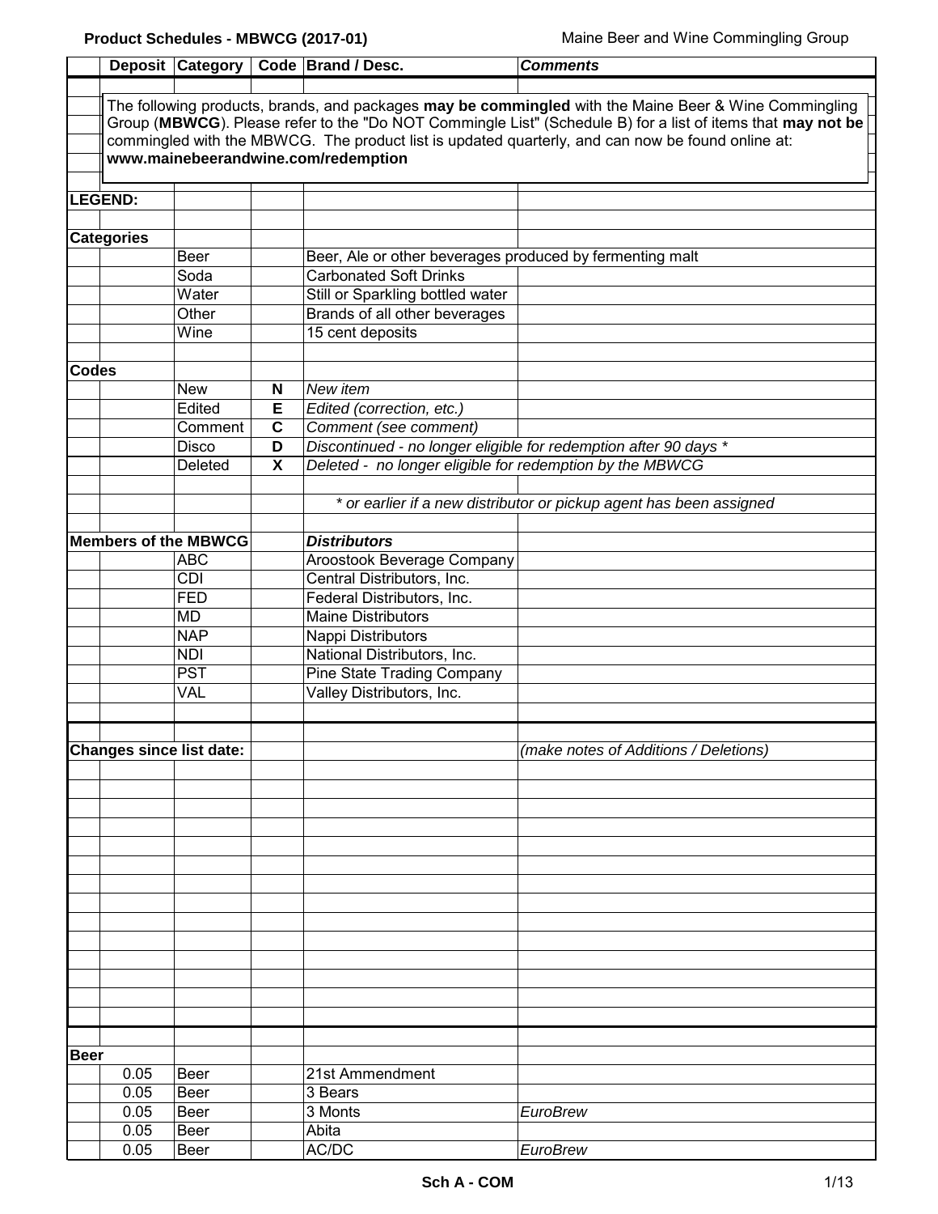**Product Schedules - MBWCG (2017-01)**

Maine Beer and Wine Commingling Group

| | Deposit | Category | Code | Brand / Desc. | *Comments* |
|---|---|---|---|---|---|

The following products, brands, and packages **may be commingled** with the Maine Beer & Wine Commingling Group (**MBWCG**). Please refer to the "Do NOT Commingle List" (Schedule B) for a list of items that **may not be** commingled with the MBWCG. The product list is updated quarterly, and can now be found online at: **www.mainebeerandwine.com/redemption**

**LEGEND:**

**Categories**

| Category | Description |
|---|---|
| Beer | Beer, Ale or other beverages produced by fermenting malt |
| Soda | Carbonated Soft Drinks |
| Water | Still or Sparkling bottled water |
| Other | Brands of all other beverages |
| Wine | 15 cent deposits |

**Codes**

| Category | Code | Description |
|---|---|---|
| New | **N** | *New item* |
| Edited | **E** | *Edited (correction, etc.)* |
| Comment | **C** | *Comment (see comment)* |
| Disco | **D** | *Discontinued - no longer eligible for redemption after 90 days \** |
| Deleted | **X** | *Deleted - no longer eligible for redemption by the MBWCG* |

*\* or earlier if a new distributor or pickup agent has been assigned*

**Members of the MBWCG**

| Code | *Distributors* |
|---|---|
| ABC | Aroostook Beverage Company |
| CDI | Central Distributors, Inc. |
| FED | Federal Distributors, Inc. |
| MD | Maine Distributors |
| NAP | Nappi Distributors |
| NDI | National Distributors, Inc. |
| PST | Pine State Trading Company |
| VAL | Valley Distributors, Inc. |

**Changes since list date:** *(make notes of Additions / Deletions)*

**Beer**

| Deposit | Category | Code | Brand / Desc. | Comments |
|---|---|---|---|---|
| 0.05 | Beer | | 21st Ammendment | |
| 0.05 | Beer | | 3 Bears | |
| 0.05 | Beer | | 3 Monts | *EuroBrew* |
| 0.05 | Beer | | Abita | |
| 0.05 | Beer | | AC/DC | *EuroBrew* |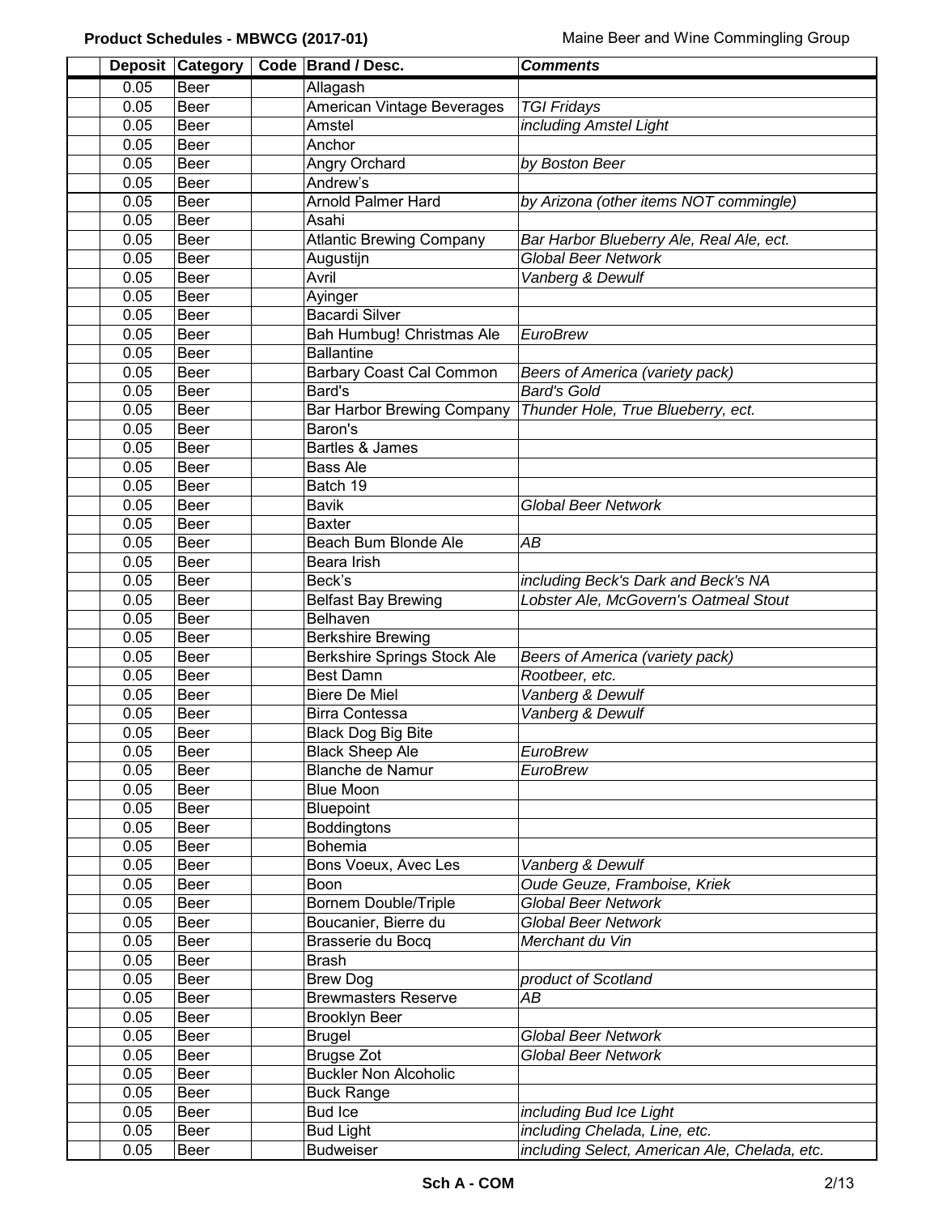| | Deposit | Category | Code | Brand / Desc. | *Comments* |
|---|---|---|---|---|---|
| | 0.05 | Beer | | Allagash | |
| | 0.05 | Beer | | American Vintage Beverages | *TGI Fridays* |
| | 0.05 | Beer | | Amstel | *including Amstel Light* |
| | 0.05 | Beer | | Anchor | |
| | 0.05 | Beer | | Angry Orchard | *by Boston Beer* |
| | 0.05 | Beer | | Andrew's | |
| | 0.05 | Beer | | Arnold Palmer Hard | *by Arizona (other items NOT commingle)* |
| | 0.05 | Beer | | Asahi | |
| | 0.05 | Beer | | Atlantic Brewing Company | *Bar Harbor Blueberry Ale, Real Ale, ect.* |
| | 0.05 | Beer | | Augustijn | *Global Beer Network* |
| | 0.05 | Beer | | Avril | *Vanberg & Dewulf* |
| | 0.05 | Beer | | Ayinger | |
| | 0.05 | Beer | | Bacardi Silver | |
| | 0.05 | Beer | | Bah Humbug! Christmas Ale | *EuroBrew* |
| | 0.05 | Beer | | Ballantine | |
| | 0.05 | Beer | | Barbary Coast Cal Common | *Beers of America (variety pack)* |
| | 0.05 | Beer | | Bard's | *Bard's Gold* |
| | 0.05 | Beer | | Bar Harbor Brewing Company | *Thunder Hole, True Blueberry, ect.* |
| | 0.05 | Beer | | Baron's | |
| | 0.05 | Beer | | Bartles & James | |
| | 0.05 | Beer | | Bass Ale | |
| | 0.05 | Beer | | Batch 19 | |
| | 0.05 | Beer | | Bavik | *Global Beer Network* |
| | 0.05 | Beer | | Baxter | |
| | 0.05 | Beer | | Beach Bum Blonde Ale | *AB* |
| | 0.05 | Beer | | Beara Irish | |
| | 0.05 | Beer | | Beck's | *including Beck's Dark and Beck's NA* |
| | 0.05 | Beer | | Belfast Bay Brewing | *Lobster Ale, McGovern's Oatmeal Stout* |
| | 0.05 | Beer | | Belhaven | |
| | 0.05 | Beer | | Berkshire Brewing | |
| | 0.05 | Beer | | Berkshire Springs Stock Ale | *Beers of America (variety pack)* |
| | 0.05 | Beer | | Best Damn | *Rootbeer, etc.* |
| | 0.05 | Beer | | Biere De Miel | *Vanberg & Dewulf* |
| | 0.05 | Beer | | Birra Contessa | *Vanberg & Dewulf* |
| | 0.05 | Beer | | Black Dog Big Bite | |
| | 0.05 | Beer | | Black Sheep Ale | *EuroBrew* |
| | 0.05 | Beer | | Blanche de Namur | *EuroBrew* |
| | 0.05 | Beer | | Blue Moon | |
| | 0.05 | Beer | | Bluepoint | |
| | 0.05 | Beer | | Boddingtons | |
| | 0.05 | Beer | | Bohemia | |
| | 0.05 | Beer | | Bons Voeux, Avec Les | *Vanberg & Dewulf* |
| | 0.05 | Beer | | Boon | *Oude Geuze, Framboise, Kriek* |
| | 0.05 | Beer | | Bornem Double/Triple | *Global Beer Network* |
| | 0.05 | Beer | | Boucanier, Bierre du | *Global Beer Network* |
| | 0.05 | Beer | | Brasserie du Bocq | *Merchant du Vin* |
| | 0.05 | Beer | | Brash | |
| | 0.05 | Beer | | Brew Dog | *product of Scotland* |
| | 0.05 | Beer | | Brewmasters Reserve | *AB* |
| | 0.05 | Beer | | Brooklyn Beer | |
| | 0.05 | Beer | | Brugel | *Global Beer Network* |
| | 0.05 | Beer | | Brugse Zot | *Global Beer Network* |
| | 0.05 | Beer | | Buckler Non Alcoholic | |
| | 0.05 | Beer | | Buck Range | |
| | 0.05 | Beer | | Bud Ice | *including Bud Ice Light* |
| | 0.05 | Beer | | Bud Light | *including Chelada, Line, etc.* |
| | 0.05 | Beer | | Budweiser | *including Select, American Ale, Chelada, etc.* |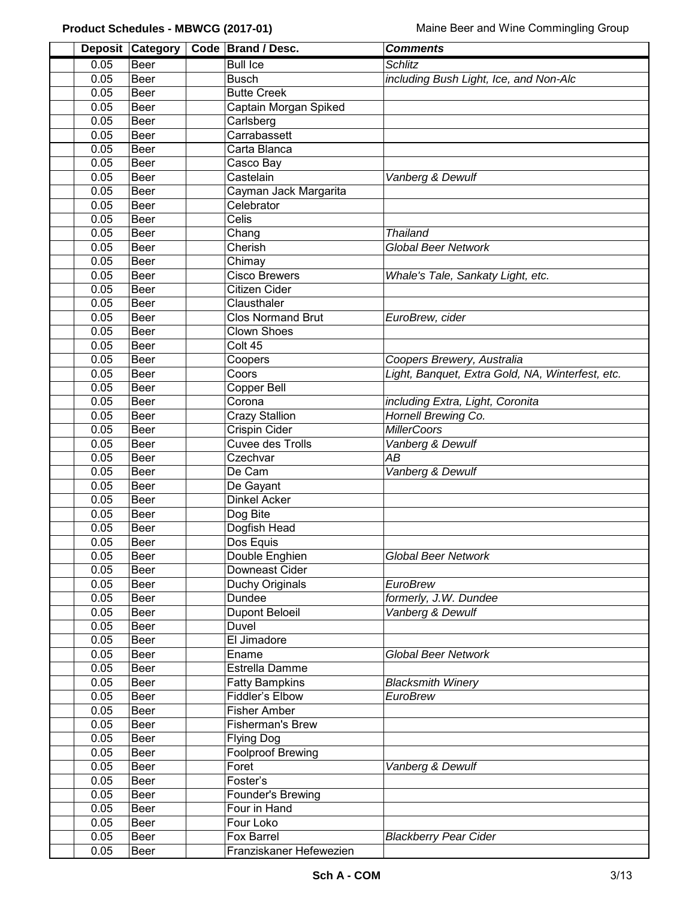| | Deposit | Category | Code | Brand / Desc. | *Comments* |
|---|---|---|---|---|---|
| | 0.05 | Beer | | Bull Ice | *Schlitz* |
| | 0.05 | Beer | | Busch | *including Bush Light, Ice, and Non-Alc* |
| | 0.05 | Beer | | Butte Creek | |
| | 0.05 | Beer | | Captain Morgan Spiked | |
| | 0.05 | Beer | | Carlsberg | |
| | 0.05 | Beer | | Carrabassett | |
| | 0.05 | Beer | | Carta Blanca | |
| | 0.05 | Beer | | Casco Bay | |
| | 0.05 | Beer | | Castelain | *Vanberg & Dewulf* |
| | 0.05 | Beer | | Cayman Jack Margarita | |
| | 0.05 | Beer | | Celebrator | |
| | 0.05 | Beer | | Celis | |
| | 0.05 | Beer | | Chang | *Thailand* |
| | 0.05 | Beer | | Cherish | *Global Beer Network* |
| | 0.05 | Beer | | Chimay | |
| | 0.05 | Beer | | Cisco Brewers | *Whale's Tale, Sankaty Light, etc.* |
| | 0.05 | Beer | | Citizen Cider | |
| | 0.05 | Beer | | Clausthaler | |
| | 0.05 | Beer | | Clos Normand Brut | *EuroBrew, cider* |
| | 0.05 | Beer | | Clown Shoes | |
| | 0.05 | Beer | | Colt 45 | |
| | 0.05 | Beer | | Coopers | *Coopers Brewery, Australia* |
| | 0.05 | Beer | | Coors | *Light, Banquet, Extra Gold, NA, Winterfest, etc.* |
| | 0.05 | Beer | | Copper Bell | |
| | 0.05 | Beer | | Corona | *including Extra, Light, Coronita* |
| | 0.05 | Beer | | Crazy Stallion | *Hornell Brewing Co.* |
| | 0.05 | Beer | | Crispin Cider | *MillerCoors* |
| | 0.05 | Beer | | Cuvee des Trolls | *Vanberg & Dewulf* |
| | 0.05 | Beer | | Czechvar | *AB* |
| | 0.05 | Beer | | De Cam | *Vanberg & Dewulf* |
| | 0.05 | Beer | | De Gayant | |
| | 0.05 | Beer | | Dinkel Acker | |
| | 0.05 | Beer | | Dog Bite | |
| | 0.05 | Beer | | Dogfish Head | |
| | 0.05 | Beer | | Dos Equis | |
| | 0.05 | Beer | | Double Enghien | *Global Beer Network* |
| | 0.05 | Beer | | Downeast Cider | |
| | 0.05 | Beer | | Duchy Originals | *EuroBrew* |
| | 0.05 | Beer | | Dundee | *formerly, J.W. Dundee* |
| | 0.05 | Beer | | Dupont Beloeil | *Vanberg & Dewulf* |
| | 0.05 | Beer | | Duvel | |
| | 0.05 | Beer | | El Jimadore | |
| | 0.05 | Beer | | Ename | *Global Beer Network* |
| | 0.05 | Beer | | Estrella Damme | |
| | 0.05 | Beer | | Fatty Bampkins | *Blacksmith Winery* |
| | 0.05 | Beer | | Fiddler's Elbow | *EuroBrew* |
| | 0.05 | Beer | | Fisher Amber | |
| | 0.05 | Beer | | Fisherman's Brew | |
| | 0.05 | Beer | | Flying Dog | |
| | 0.05 | Beer | | Foolproof Brewing | |
| | 0.05 | Beer | | Foret | *Vanberg & Dewulf* |
| | 0.05 | Beer | | Foster's | |
| | 0.05 | Beer | | Founder's Brewing | |
| | 0.05 | Beer | | Four in Hand | |
| | 0.05 | Beer | | Four Loko | |
| | 0.05 | Beer | | Fox Barrel | *Blackberry Pear Cider* |
| | 0.05 | Beer | | Franziskaner Hefewezien | |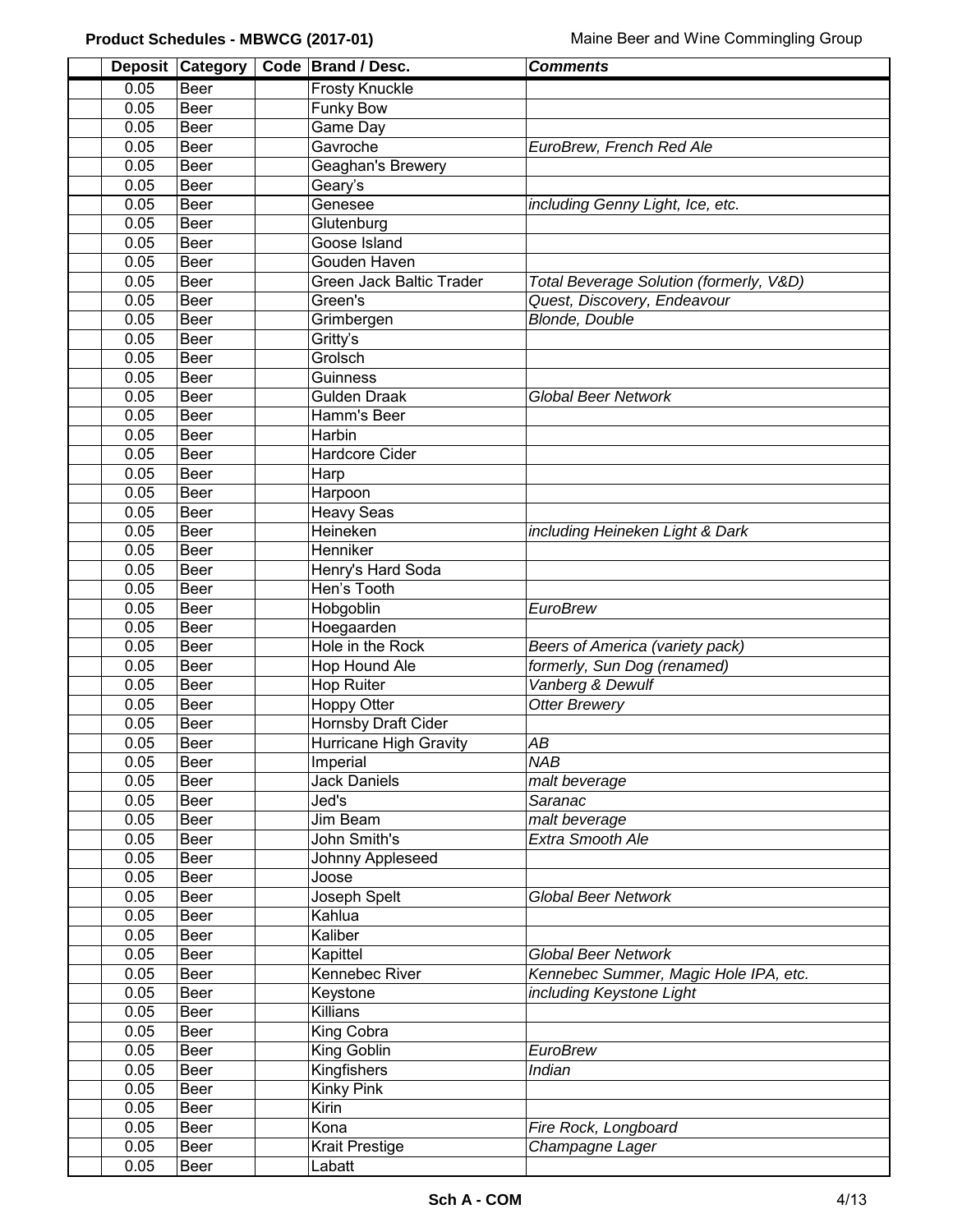|  | Deposit | Category | Code | Brand / Desc. | *Comments* |
|---|---|---|---|---|---|
|  | 0.05 | Beer |  | Frosty Knuckle |  |
|  | 0.05 | Beer |  | Funky Bow |  |
|  | 0.05 | Beer |  | Game Day |  |
|  | 0.05 | Beer |  | Gavroche | *EuroBrew, French Red Ale* |
|  | 0.05 | Beer |  | Geaghan's Brewery |  |
|  | 0.05 | Beer |  | Geary's |  |
|  | 0.05 | Beer |  | Genesee | *including Genny Light, Ice, etc.* |
|  | 0.05 | Beer |  | Glutenburg |  |
|  | 0.05 | Beer |  | Goose Island |  |
|  | 0.05 | Beer |  | Gouden Haven |  |
|  | 0.05 | Beer |  | Green Jack Baltic Trader | *Total Beverage Solution (formerly, V&D)* |
|  | 0.05 | Beer |  | Green's | *Quest, Discovery, Endeavour* |
|  | 0.05 | Beer |  | Grimbergen | *Blonde, Double* |
|  | 0.05 | Beer |  | Gritty's |  |
|  | 0.05 | Beer |  | Grolsch |  |
|  | 0.05 | Beer |  | Guinness |  |
|  | 0.05 | Beer |  | Gulden Draak | *Global Beer Network* |
|  | 0.05 | Beer |  | Hamm's Beer |  |
|  | 0.05 | Beer |  | Harbin |  |
|  | 0.05 | Beer |  | Hardcore Cider |  |
|  | 0.05 | Beer |  | Harp |  |
|  | 0.05 | Beer |  | Harpoon |  |
|  | 0.05 | Beer |  | Heavy Seas |  |
|  | 0.05 | Beer |  | Heineken | *including Heineken Light & Dark* |
|  | 0.05 | Beer |  | Henniker |  |
|  | 0.05 | Beer |  | Henry's Hard Soda |  |
|  | 0.05 | Beer |  | Hen's Tooth |  |
|  | 0.05 | Beer |  | Hobgoblin | *EuroBrew* |
|  | 0.05 | Beer |  | Hoegaarden |  |
|  | 0.05 | Beer |  | Hole in the Rock | *Beers of America (variety pack)* |
|  | 0.05 | Beer |  | Hop Hound Ale | *formerly, Sun Dog (renamed)* |
|  | 0.05 | Beer |  | Hop Ruiter | *Vanberg & Dewulf* |
|  | 0.05 | Beer |  | Hoppy Otter | *Otter Brewery* |
|  | 0.05 | Beer |  | Hornsby Draft Cider |  |
|  | 0.05 | Beer |  | Hurricane High Gravity | *AB* |
|  | 0.05 | Beer |  | Imperial | *NAB* |
|  | 0.05 | Beer |  | Jack Daniels | *malt beverage* |
|  | 0.05 | Beer |  | Jed's | *Saranac* |
|  | 0.05 | Beer |  | Jim Beam | *malt beverage* |
|  | 0.05 | Beer |  | John Smith's | *Extra Smooth Ale* |
|  | 0.05 | Beer |  | Johnny Appleseed |  |
|  | 0.05 | Beer |  | Joose |  |
|  | 0.05 | Beer |  | Joseph Spelt | *Global Beer Network* |
|  | 0.05 | Beer |  | Kahlua |  |
|  | 0.05 | Beer |  | Kaliber |  |
|  | 0.05 | Beer |  | Kapittel | *Global Beer Network* |
|  | 0.05 | Beer |  | Kennebec River | *Kennebec Summer, Magic Hole IPA, etc.* |
|  | 0.05 | Beer |  | Keystone | *including Keystone Light* |
|  | 0.05 | Beer |  | Killians |  |
|  | 0.05 | Beer |  | King Cobra |  |
|  | 0.05 | Beer |  | King Goblin | *EuroBrew* |
|  | 0.05 | Beer |  | Kingfishers | *Indian* |
|  | 0.05 | Beer |  | Kinky Pink |  |
|  | 0.05 | Beer |  | Kirin |  |
|  | 0.05 | Beer |  | Kona | *Fire Rock, Longboard* |
|  | 0.05 | Beer |  | Krait Prestige | *Champagne Lager* |
|  | 0.05 | Beer |  | Labatt |  |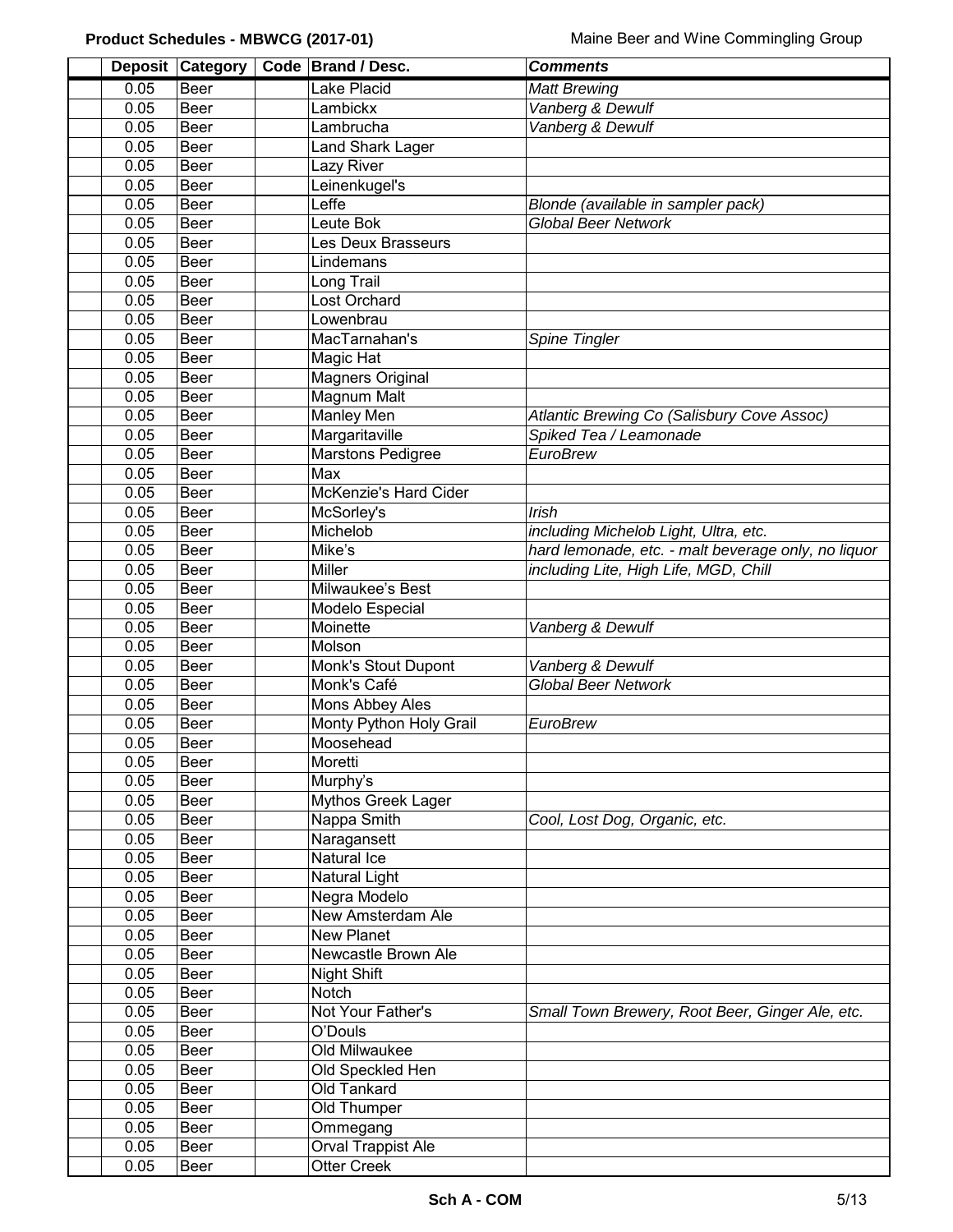| | Deposit | Category | Code | Brand / Desc. | *Comments* |
|---|---|---|---|---|---|
| | 0.05 | Beer | | Lake Placid | *Matt Brewing* |
| | 0.05 | Beer | | Lambickx | *Vanberg & Dewulf* |
| | 0.05 | Beer | | Lambrucha | *Vanberg & Dewulf* |
| | 0.05 | Beer | | Land Shark Lager | |
| | 0.05 | Beer | | Lazy River | |
| | 0.05 | Beer | | Leinenkugel's | |
| | 0.05 | Beer | | Leffe | *Blonde (available in sampler pack)* |
| | 0.05 | Beer | | Leute Bok | *Global Beer Network* |
| | 0.05 | Beer | | Les Deux Brasseurs | |
| | 0.05 | Beer | | Lindemans | |
| | 0.05 | Beer | | Long Trail | |
| | 0.05 | Beer | | Lost Orchard | |
| | 0.05 | Beer | | Lowenbrau | |
| | 0.05 | Beer | | MacTarnahan's | *Spine Tingler* |
| | 0.05 | Beer | | Magic Hat | |
| | 0.05 | Beer | | Magners Original | |
| | 0.05 | Beer | | Magnum Malt | |
| | 0.05 | Beer | | Manley Men | *Atlantic Brewing Co (Salisbury Cove Assoc)* |
| | 0.05 | Beer | | Margaritaville | *Spiked Tea / Leamonade* |
| | 0.05 | Beer | | Marstons Pedigree | *EuroBrew* |
| | 0.05 | Beer | | Max | |
| | 0.05 | Beer | | McKenzie's Hard Cider | |
| | 0.05 | Beer | | McSorley's | *Irish* |
| | 0.05 | Beer | | Michelob | *including Michelob Light, Ultra, etc.* |
| | 0.05 | Beer | | Mike's | *hard lemonade, etc. - malt beverage only, no liquor* |
| | 0.05 | Beer | | Miller | *including Lite, High Life, MGD, Chill* |
| | 0.05 | Beer | | Milwaukee's Best | |
| | 0.05 | Beer | | Modelo Especial | |
| | 0.05 | Beer | | Moinette | *Vanberg & Dewulf* |
| | 0.05 | Beer | | Molson | |
| | 0.05 | Beer | | Monk's Stout Dupont | *Vanberg & Dewulf* |
| | 0.05 | Beer | | Monk's Café | *Global Beer Network* |
| | 0.05 | Beer | | Mons Abbey Ales | |
| | 0.05 | Beer | | Monty Python Holy Grail | *EuroBrew* |
| | 0.05 | Beer | | Moosehead | |
| | 0.05 | Beer | | Moretti | |
| | 0.05 | Beer | | Murphy's | |
| | 0.05 | Beer | | Mythos Greek Lager | |
| | 0.05 | Beer | | Nappa Smith | *Cool, Lost Dog, Organic, etc.* |
| | 0.05 | Beer | | Naragansett | |
| | 0.05 | Beer | | Natural Ice | |
| | 0.05 | Beer | | Natural Light | |
| | 0.05 | Beer | | Negra Modelo | |
| | 0.05 | Beer | | New Amsterdam Ale | |
| | 0.05 | Beer | | New Planet | |
| | 0.05 | Beer | | Newcastle Brown Ale | |
| | 0.05 | Beer | | Night Shift | |
| | 0.05 | Beer | | Notch | |
| | 0.05 | Beer | | Not Your Father's | *Small Town Brewery, Root Beer, Ginger Ale, etc.* |
| | 0.05 | Beer | | O'Douls | |
| | 0.05 | Beer | | Old Milwaukee | |
| | 0.05 | Beer | | Old Speckled Hen | |
| | 0.05 | Beer | | Old Tankard | |
| | 0.05 | Beer | | Old Thumper | |
| | 0.05 | Beer | | Ommegang | |
| | 0.05 | Beer | | Orval Trappist Ale | |
| | 0.05 | Beer | | Otter Creek | |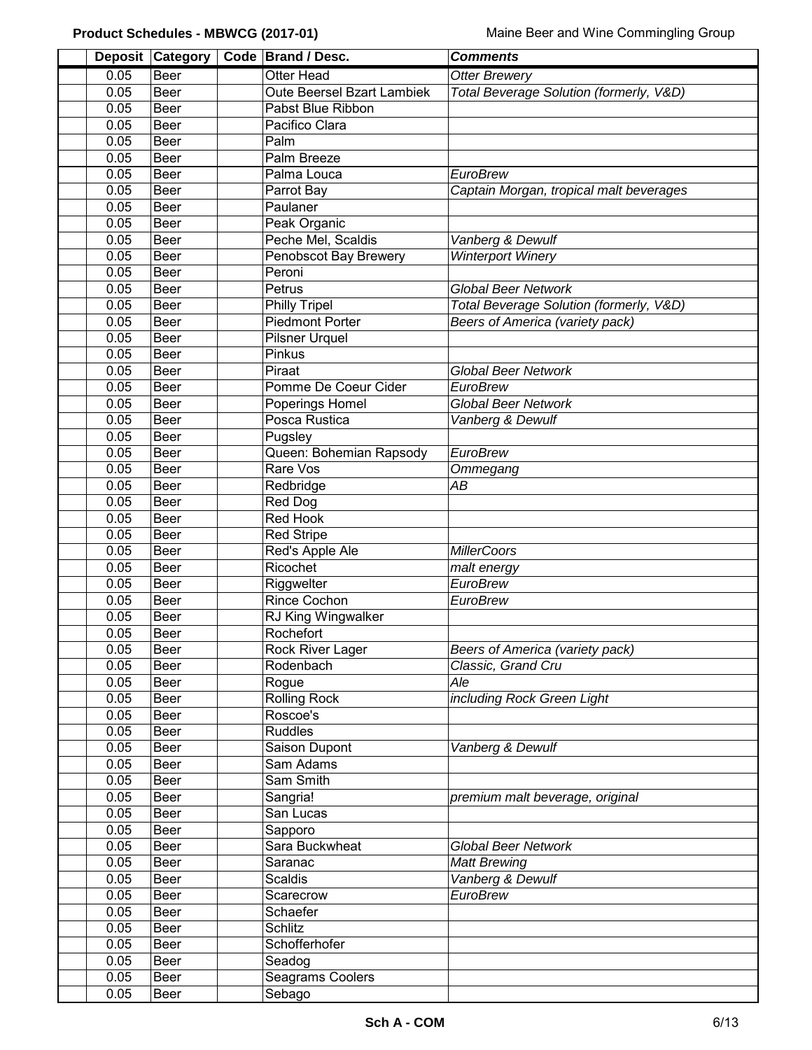| | Deposit | Category | Code | Brand / Desc. | *Comments* |
|---|---|---|---|---|---|
| | 0.05 | Beer | | Otter Head | *Otter Brewery* |
| | 0.05 | Beer | | Oute Beersel Bzart Lambiek | *Total Beverage Solution (formerly, V&D)* |
| | 0.05 | Beer | | Pabst Blue Ribbon | |
| | 0.05 | Beer | | Pacifico Clara | |
| | 0.05 | Beer | | Palm | |
| | 0.05 | Beer | | Palm Breeze | |
| | 0.05 | Beer | | Palma Louca | *EuroBrew* |
| | 0.05 | Beer | | Parrot Bay | *Captain Morgan, tropical malt beverages* |
| | 0.05 | Beer | | Paulaner | |
| | 0.05 | Beer | | Peak Organic | |
| | 0.05 | Beer | | Peche Mel, Scaldis | *Vanberg & Dewulf* |
| | 0.05 | Beer | | Penobscot Bay Brewery | *Winterport Winery* |
| | 0.05 | Beer | | Peroni | |
| | 0.05 | Beer | | Petrus | *Global Beer Network* |
| | 0.05 | Beer | | Philly Tripel | *Total Beverage Solution (formerly, V&D)* |
| | 0.05 | Beer | | Piedmont Porter | *Beers of America (variety pack)* |
| | 0.05 | Beer | | Pilsner Urquel | |
| | 0.05 | Beer | | Pinkus | |
| | 0.05 | Beer | | Piraat | *Global Beer Network* |
| | 0.05 | Beer | | Pomme De Coeur Cider | *EuroBrew* |
| | 0.05 | Beer | | Poperings Homel | *Global Beer Network* |
| | 0.05 | Beer | | Posca Rustica | *Vanberg & Dewulf* |
| | 0.05 | Beer | | Pugsley | |
| | 0.05 | Beer | | Queen: Bohemian Rapsody | *EuroBrew* |
| | 0.05 | Beer | | Rare Vos | *Ommegang* |
| | 0.05 | Beer | | Redbridge | *AB* |
| | 0.05 | Beer | | Red Dog | |
| | 0.05 | Beer | | Red Hook | |
| | 0.05 | Beer | | Red Stripe | |
| | 0.05 | Beer | | Red's Apple Ale | *MillerCoors* |
| | 0.05 | Beer | | Ricochet | *malt energy* |
| | 0.05 | Beer | | Riggwelter | *EuroBrew* |
| | 0.05 | Beer | | Rince Cochon | *EuroBrew* |
| | 0.05 | Beer | | RJ King Wingwalker | |
| | 0.05 | Beer | | Rochefort | |
| | 0.05 | Beer | | Rock River Lager | *Beers of America (variety pack)* |
| | 0.05 | Beer | | Rodenbach | *Classic, Grand Cru* |
| | 0.05 | Beer | | Rogue | *Ale* |
| | 0.05 | Beer | | Rolling Rock | *including Rock Green Light* |
| | 0.05 | Beer | | Roscoe's | |
| | 0.05 | Beer | | Ruddles | |
| | 0.05 | Beer | | Saison Dupont | *Vanberg & Dewulf* |
| | 0.05 | Beer | | Sam Adams | |
| | 0.05 | Beer | | Sam Smith | |
| | 0.05 | Beer | | Sangria! | *premium malt beverage, original* |
| | 0.05 | Beer | | San Lucas | |
| | 0.05 | Beer | | Sapporo | |
| | 0.05 | Beer | | Sara Buckwheat | *Global Beer Network* |
| | 0.05 | Beer | | Saranac | *Matt Brewing* |
| | 0.05 | Beer | | Scaldis | *Vanberg & Dewulf* |
| | 0.05 | Beer | | Scarecrow | *EuroBrew* |
| | 0.05 | Beer | | Schaefer | |
| | 0.05 | Beer | | Schlitz | |
| | 0.05 | Beer | | Schofferhofer | |
| | 0.05 | Beer | | Seadog | |
| | 0.05 | Beer | | Seagrams Coolers | |
| | 0.05 | Beer | | Sebago | |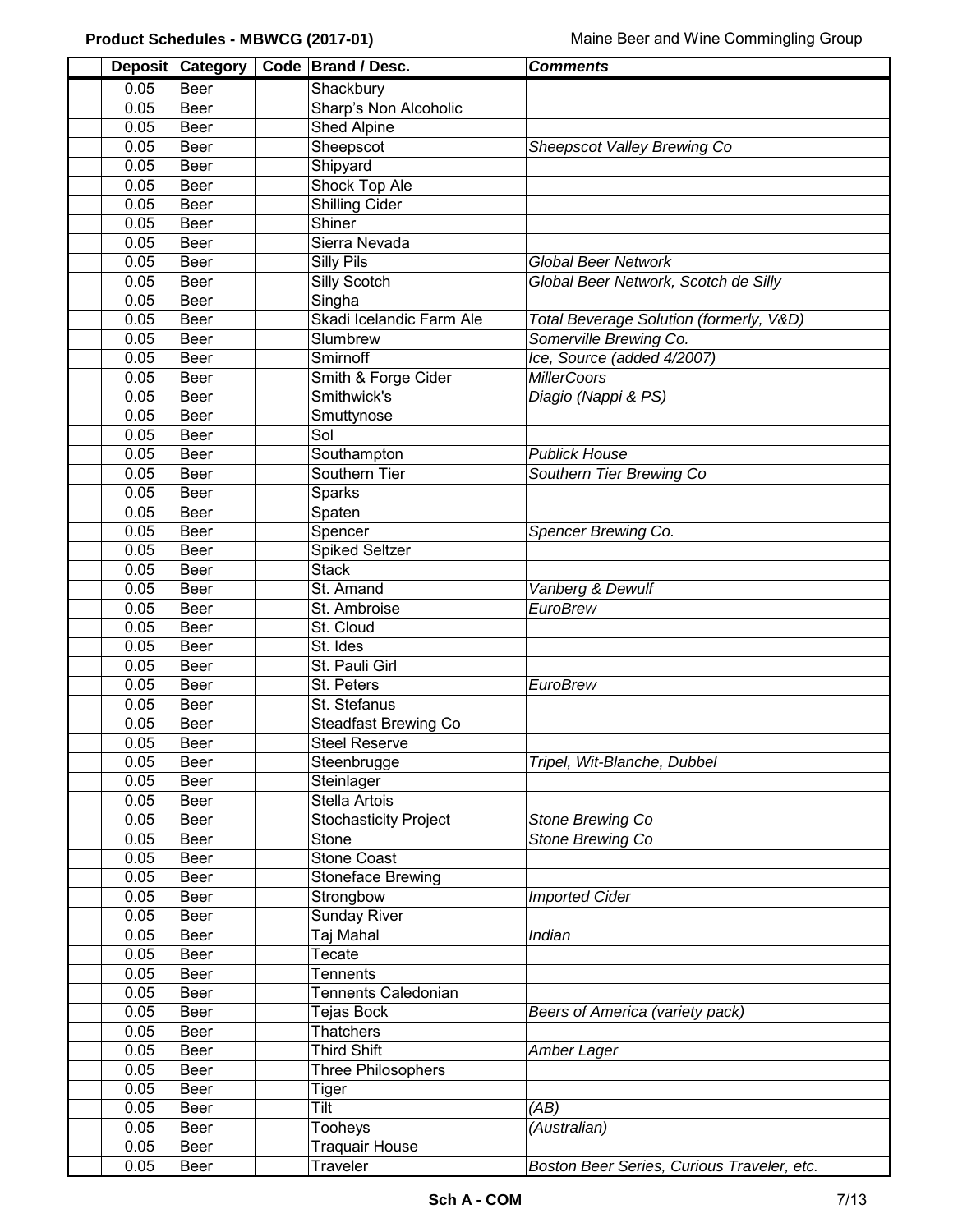| Deposit | Category | Code | Brand / Desc. | *Comments* |
|---|---|---|---|---|
| 0.05 | Beer | | Shackbury | |
| 0.05 | Beer | | Sharp's Non Alcoholic | |
| 0.05 | Beer | | Shed Alpine | |
| 0.05 | Beer | | Sheepscot | *Sheepscot Valley Brewing Co* |
| 0.05 | Beer | | Shipyard | |
| 0.05 | Beer | | Shock Top Ale | |
| 0.05 | Beer | | Shilling Cider | |
| 0.05 | Beer | | Shiner | |
| 0.05 | Beer | | Sierra Nevada | |
| 0.05 | Beer | | Silly Pils | *Global Beer Network* |
| 0.05 | Beer | | Silly Scotch | *Global Beer Network, Scotch de Silly* |
| 0.05 | Beer | | Singha | |
| 0.05 | Beer | | Skadi Icelandic Farm Ale | *Total Beverage Solution (formerly, V&D)* |
| 0.05 | Beer | | Slumbrew | *Somerville Brewing Co.* |
| 0.05 | Beer | | Smirnoff | *Ice, Source (added 4/2007)* |
| 0.05 | Beer | | Smith & Forge Cider | *MillerCoors* |
| 0.05 | Beer | | Smithwick's | *Diagio (Nappi & PS)* |
| 0.05 | Beer | | Smuttynose | |
| 0.05 | Beer | | Sol | |
| 0.05 | Beer | | Southampton | *Publick House* |
| 0.05 | Beer | | Southern Tier | *Southern Tier Brewing Co* |
| 0.05 | Beer | | Sparks | |
| 0.05 | Beer | | Spaten | |
| 0.05 | Beer | | Spencer | *Spencer Brewing Co.* |
| 0.05 | Beer | | Spiked Seltzer | |
| 0.05 | Beer | | Stack | |
| 0.05 | Beer | | St. Amand | *Vanberg & Dewulf* |
| 0.05 | Beer | | St. Ambroise | *EuroBrew* |
| 0.05 | Beer | | St. Cloud | |
| 0.05 | Beer | | St. Ides | |
| 0.05 | Beer | | St. Pauli Girl | |
| 0.05 | Beer | | St. Peters | *EuroBrew* |
| 0.05 | Beer | | St. Stefanus | |
| 0.05 | Beer | | Steadfast Brewing Co | |
| 0.05 | Beer | | Steel Reserve | |
| 0.05 | Beer | | Steenbrugge | *Tripel, Wit-Blanche, Dubbel* |
| 0.05 | Beer | | Steinlager | |
| 0.05 | Beer | | Stella Artois | |
| 0.05 | Beer | | Stochasticity Project | *Stone Brewing Co* |
| 0.05 | Beer | | Stone | *Stone Brewing Co* |
| 0.05 | Beer | | Stone Coast | |
| 0.05 | Beer | | Stoneface Brewing | |
| 0.05 | Beer | | Strongbow | *Imported Cider* |
| 0.05 | Beer | | Sunday River | |
| 0.05 | Beer | | Taj Mahal | *Indian* |
| 0.05 | Beer | | Tecate | |
| 0.05 | Beer | | Tennents | |
| 0.05 | Beer | | Tennents Caledonian | |
| 0.05 | Beer | | Tejas Bock | *Beers of America (variety pack)* |
| 0.05 | Beer | | Thatchers | |
| 0.05 | Beer | | Third Shift | *Amber Lager* |
| 0.05 | Beer | | Three Philosophers | |
| 0.05 | Beer | | Tiger | |
| 0.05 | Beer | | Tilt | *(AB)* |
| 0.05 | Beer | | Tooheys | *(Australian)* |
| 0.05 | Beer | | Traquair House | |
| 0.05 | Beer | | Traveler | *Boston Beer Series, Curious Traveler, etc.* |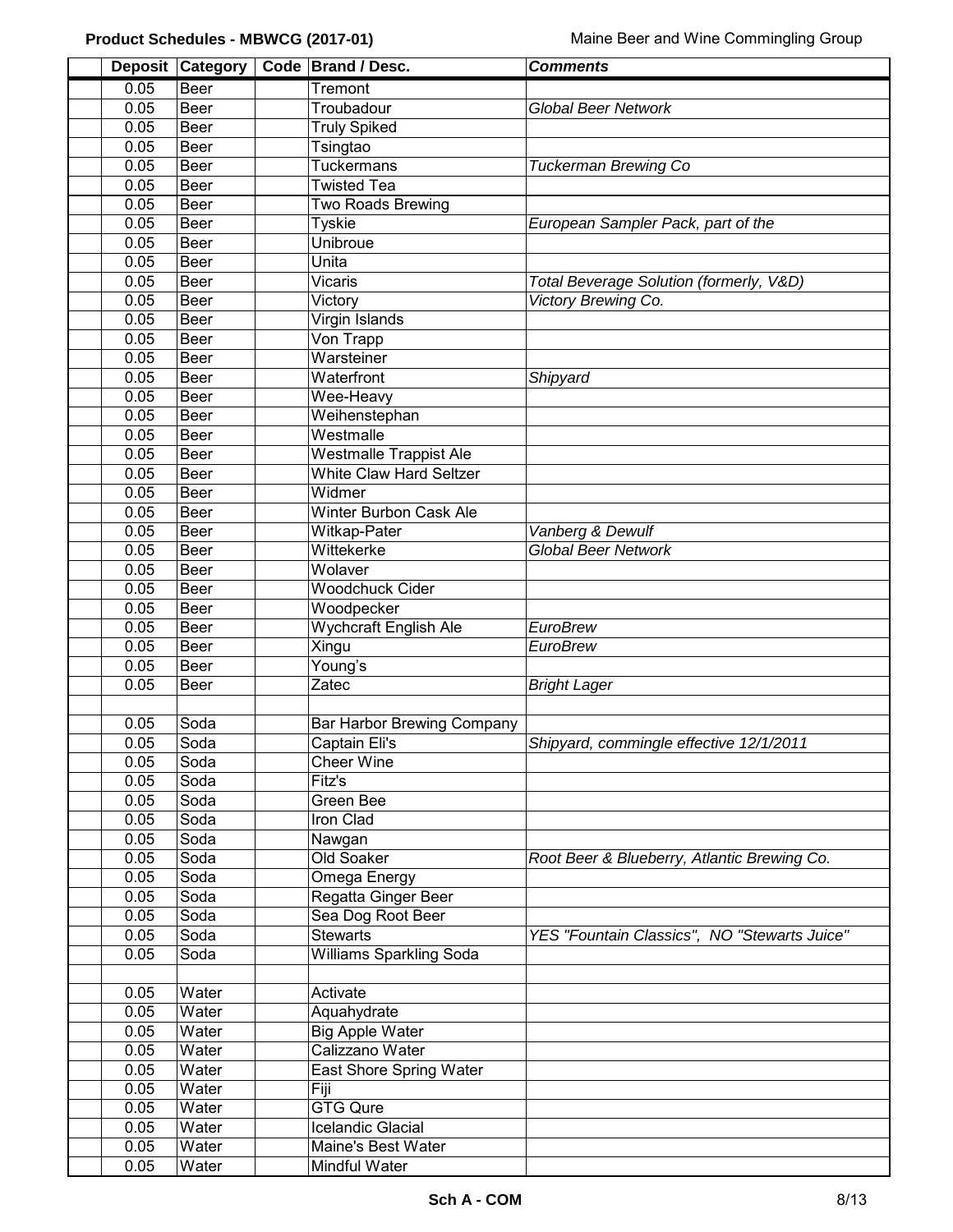| Deposit | Category | Code | Brand / Desc. | *Comments* |
|---|---|---|---|---|
| 0.05 | Beer | | Tremont | |
| 0.05 | Beer | | Troubadour | *Global Beer Network* |
| 0.05 | Beer | | Truly Spiked | |
| 0.05 | Beer | | Tsingtao | |
| 0.05 | Beer | | Tuckermans | *Tuckerman Brewing Co* |
| 0.05 | Beer | | Twisted Tea | |
| 0.05 | Beer | | Two Roads Brewing | |
| 0.05 | Beer | | Tyskie | *European Sampler Pack, part of the* |
| 0.05 | Beer | | Unibroue | |
| 0.05 | Beer | | Unita | |
| 0.05 | Beer | | Vicaris | *Total Beverage Solution (formerly, V&D)* |
| 0.05 | Beer | | Victory | *Victory Brewing Co.* |
| 0.05 | Beer | | Virgin Islands | |
| 0.05 | Beer | | Von Trapp | |
| 0.05 | Beer | | Warsteiner | |
| 0.05 | Beer | | Waterfront | *Shipyard* |
| 0.05 | Beer | | Wee-Heavy | |
| 0.05 | Beer | | Weihenstephan | |
| 0.05 | Beer | | Westmalle | |
| 0.05 | Beer | | Westmalle Trappist Ale | |
| 0.05 | Beer | | White Claw Hard Seltzer | |
| 0.05 | Beer | | Widmer | |
| 0.05 | Beer | | Winter Burbon Cask Ale | |
| 0.05 | Beer | | Witkap-Pater | *Vanberg & Dewulf* |
| 0.05 | Beer | | Wittekerke | *Global Beer Network* |
| 0.05 | Beer | | Wolaver | |
| 0.05 | Beer | | Woodchuck Cider | |
| 0.05 | Beer | | Woodpecker | |
| 0.05 | Beer | | Wychcraft English Ale | *EuroBrew* |
| 0.05 | Beer | | Xingu | *EuroBrew* |
| 0.05 | Beer | | Young's | |
| 0.05 | Beer | | Zatec | *Bright Lager* |
| | | | | |
| 0.05 | Soda | | Bar Harbor Brewing Company | |
| 0.05 | Soda | | Captain Eli's | *Shipyard, commingle effective 12/1/2011* |
| 0.05 | Soda | | Cheer Wine | |
| 0.05 | Soda | | Fitz's | |
| 0.05 | Soda | | Green Bee | |
| 0.05 | Soda | | Iron Clad | |
| 0.05 | Soda | | Nawgan | |
| 0.05 | Soda | | Old Soaker | *Root Beer & Blueberry, Atlantic Brewing Co.* |
| 0.05 | Soda | | Omega Energy | |
| 0.05 | Soda | | Regatta Ginger Beer | |
| 0.05 | Soda | | Sea Dog Root Beer | |
| 0.05 | Soda | | Stewarts | *YES "Fountain Classics", NO "Stewarts Juice"* |
| 0.05 | Soda | | Williams Sparkling Soda | |
| | | | | |
| 0.05 | Water | | Activate | |
| 0.05 | Water | | Aquahydrate | |
| 0.05 | Water | | Big Apple Water | |
| 0.05 | Water | | Calizzano Water | |
| 0.05 | Water | | East Shore Spring Water | |
| 0.05 | Water | | Fiji | |
| 0.05 | Water | | GTG Qure | |
| 0.05 | Water | | Icelandic Glacial | |
| 0.05 | Water | | Maine's Best Water | |
| 0.05 | Water | | Mindful Water | |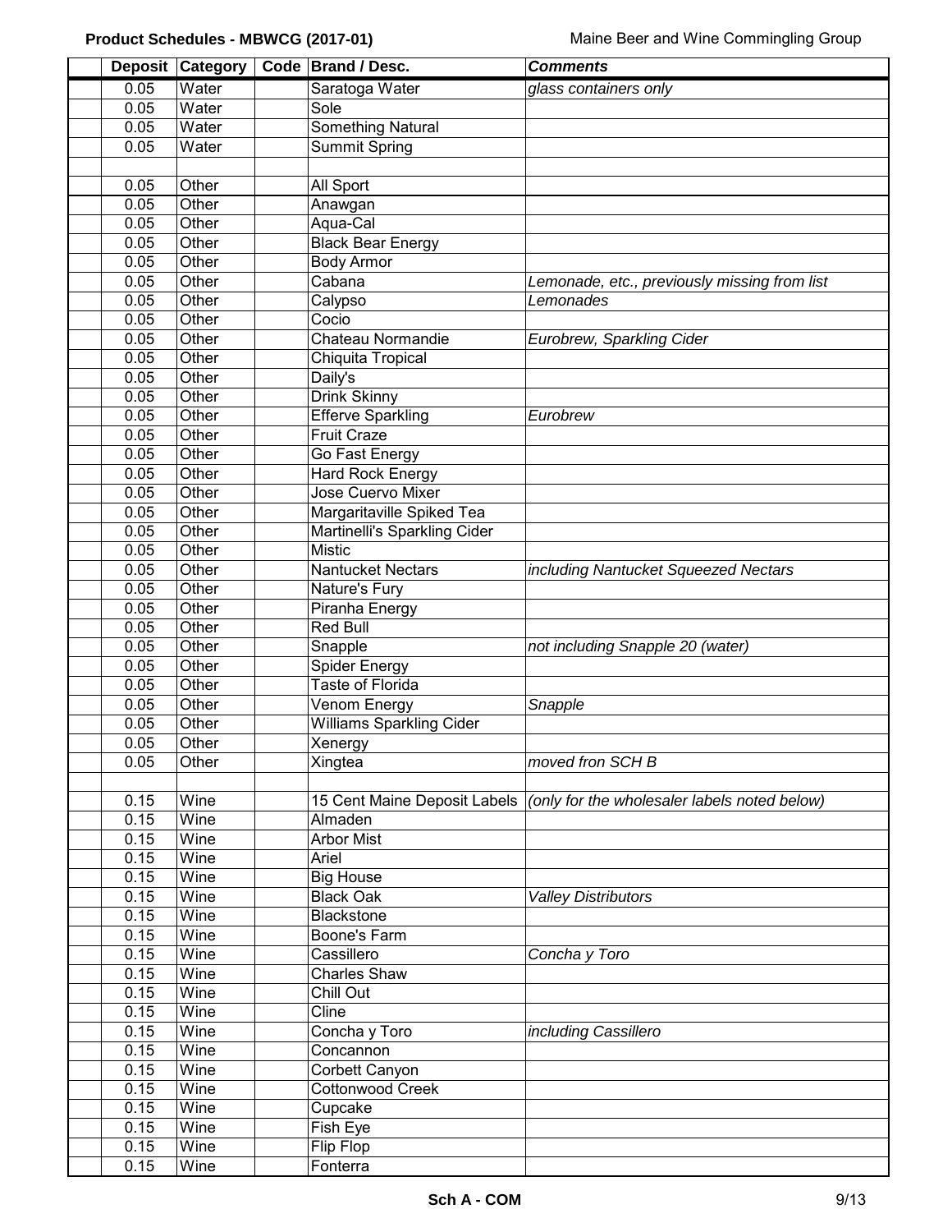| | Deposit | Category | Code | Brand / Desc. | *Comments* |
|---|---|---|---|---|---|
| | 0.05 | Water | | Saratoga Water | *glass containers only* |
| | 0.05 | Water | | Sole | |
| | 0.05 | Water | | Something Natural | |
| | 0.05 | Water | | Summit Spring | |
| | | | | | |
| | 0.05 | Other | | All Sport | |
| | 0.05 | Other | | Anawgan | |
| | 0.05 | Other | | Aqua-Cal | |
| | 0.05 | Other | | Black Bear Energy | |
| | 0.05 | Other | | Body Armor | |
| | 0.05 | Other | | Cabana | *Lemonade, etc., previously missing from list* |
| | 0.05 | Other | | Calypso | *Lemonades* |
| | 0.05 | Other | | Cocio | |
| | 0.05 | Other | | Chateau Normandie | *Eurobrew, Sparkling Cider* |
| | 0.05 | Other | | Chiquita Tropical | |
| | 0.05 | Other | | Daily's | |
| | 0.05 | Other | | Drink Skinny | |
| | 0.05 | Other | | Efferve Sparkling | *Eurobrew* |
| | 0.05 | Other | | Fruit Craze | |
| | 0.05 | Other | | Go Fast Energy | |
| | 0.05 | Other | | Hard Rock Energy | |
| | 0.05 | Other | | Jose Cuervo Mixer | |
| | 0.05 | Other | | Margaritaville Spiked Tea | |
| | 0.05 | Other | | Martinelli's Sparkling Cider | |
| | 0.05 | Other | | Mistic | |
| | 0.05 | Other | | Nantucket Nectars | *including Nantucket Squeezed Nectars* |
| | 0.05 | Other | | Nature's Fury | |
| | 0.05 | Other | | Piranha Energy | |
| | 0.05 | Other | | Red Bull | |
| | 0.05 | Other | | Snapple | *not including Snapple 20 (water)* |
| | 0.05 | Other | | Spider Energy | |
| | 0.05 | Other | | Taste of Florida | |
| | 0.05 | Other | | Venom Energy | *Snapple* |
| | 0.05 | Other | | Williams Sparkling Cider | |
| | 0.05 | Other | | Xenergy | |
| | 0.05 | Other | | Xingtea | *moved fron SCH B* |
| | | | | | |
| | 0.15 | Wine | | 15 Cent Maine Deposit Labels | *(only for the wholesaler labels noted below)* |
| | 0.15 | Wine | | Almaden | |
| | 0.15 | Wine | | Arbor Mist | |
| | 0.15 | Wine | | Ariel | |
| | 0.15 | Wine | | Big House | |
| | 0.15 | Wine | | Black Oak | *Valley Distributors* |
| | 0.15 | Wine | | Blackstone | |
| | 0.15 | Wine | | Boone's Farm | |
| | 0.15 | Wine | | Cassillero | *Concha y Toro* |
| | 0.15 | Wine | | Charles Shaw | |
| | 0.15 | Wine | | Chill Out | |
| | 0.15 | Wine | | Cline | |
| | 0.15 | Wine | | Concha y Toro | *including Cassillero* |
| | 0.15 | Wine | | Concannon | |
| | 0.15 | Wine | | Corbett Canyon | |
| | 0.15 | Wine | | Cottonwood Creek | |
| | 0.15 | Wine | | Cupcake | |
| | 0.15 | Wine | | Fish Eye | |
| | 0.15 | Wine | | Flip Flop | |
| | 0.15 | Wine | | Fonterra | |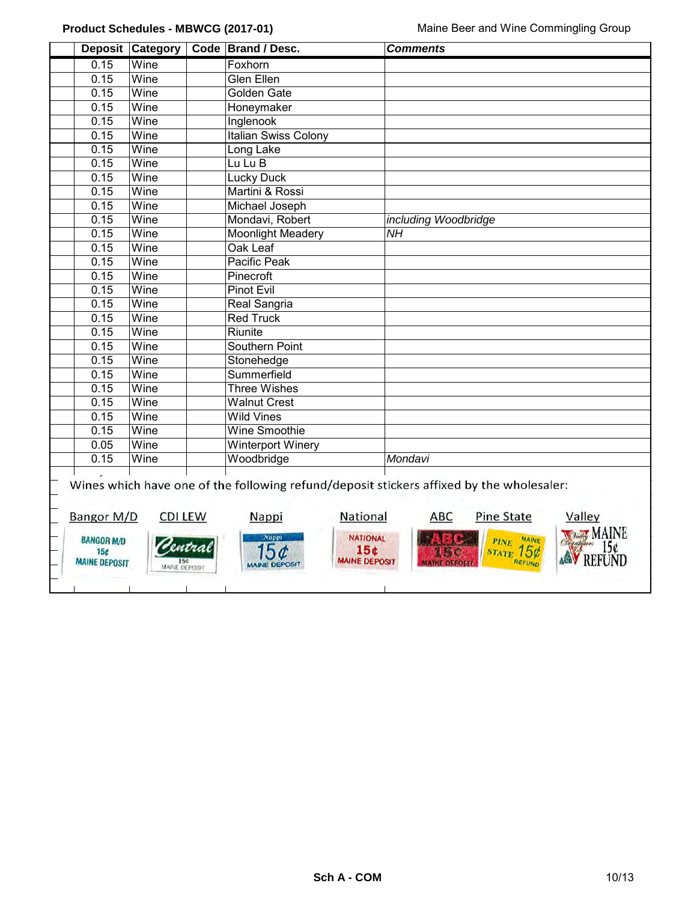**Product Schedules - MBWCG (2017-01)** Maine Beer and Wine Commingling Group

| | Deposit | Category | Code | Brand / Desc. | *Comments* |
|---|---|---|---|---|---|
| | 0.15 | Wine | | Foxhorn | |
| | 0.15 | Wine | | Glen Ellen | |
| | 0.15 | Wine | | Golden Gate | |
| | 0.15 | Wine | | Honeymaker | |
| | 0.15 | Wine | | Inglenook | |
| | 0.15 | Wine | | Italian Swiss Colony | |
| | 0.15 | Wine | | Long Lake | |
| | 0.15 | Wine | | Lu Lu B | |
| | 0.15 | Wine | | Lucky Duck | |
| | 0.15 | Wine | | Martini & Rossi | |
| | 0.15 | Wine | | Michael Joseph | |
| | 0.15 | Wine | | Mondavi, Robert | *including Woodbridge* |
| | 0.15 | Wine | | Moonlight Meadery | *NH* |
| | 0.15 | Wine | | Oak Leaf | |
| | 0.15 | Wine | | Pacific Peak | |
| | 0.15 | Wine | | Pinecroft | |
| | 0.15 | Wine | | Pinot Evil | |
| | 0.15 | Wine | | Real Sangria | |
| | 0.15 | Wine | | Red Truck | |
| | 0.15 | Wine | | Riunite | |
| | 0.15 | Wine | | Southern Point | |
| | 0.15 | Wine | | Stonehedge | |
| | 0.15 | Wine | | Summerfield | |
| | 0.15 | Wine | | Three Wishes | |
| | 0.15 | Wine | | Walnut Crest | |
| | 0.15 | Wine | | Wild Vines | |
| | 0.15 | Wine | | Wine Smoothie | |
| | 0.05 | Wine | | Winterport Winery | |
| | 0.15 | Wine | | Woodbridge | *Mondavi* |

Wines which have one of the following refund/deposit stickers affixed by the wholesaler:

Bangor M/D — BANGOR M/D 15¢ MAINE DEPOSIT

CDI LEW — Central 15¢ MAINE DEPOSIT

Nappi — Nappi 15¢ MAINE DEPOSIT

National — NATIONAL 15¢ MAINE DEPOSIT

ABC — ABC 15¢ MAINE DEPOSIT

Pine State — PINE STATE MAINE 15¢ REFUND

Valley — Valley Distributors Inc. MAINE 15¢ REFUND

Sch A - COM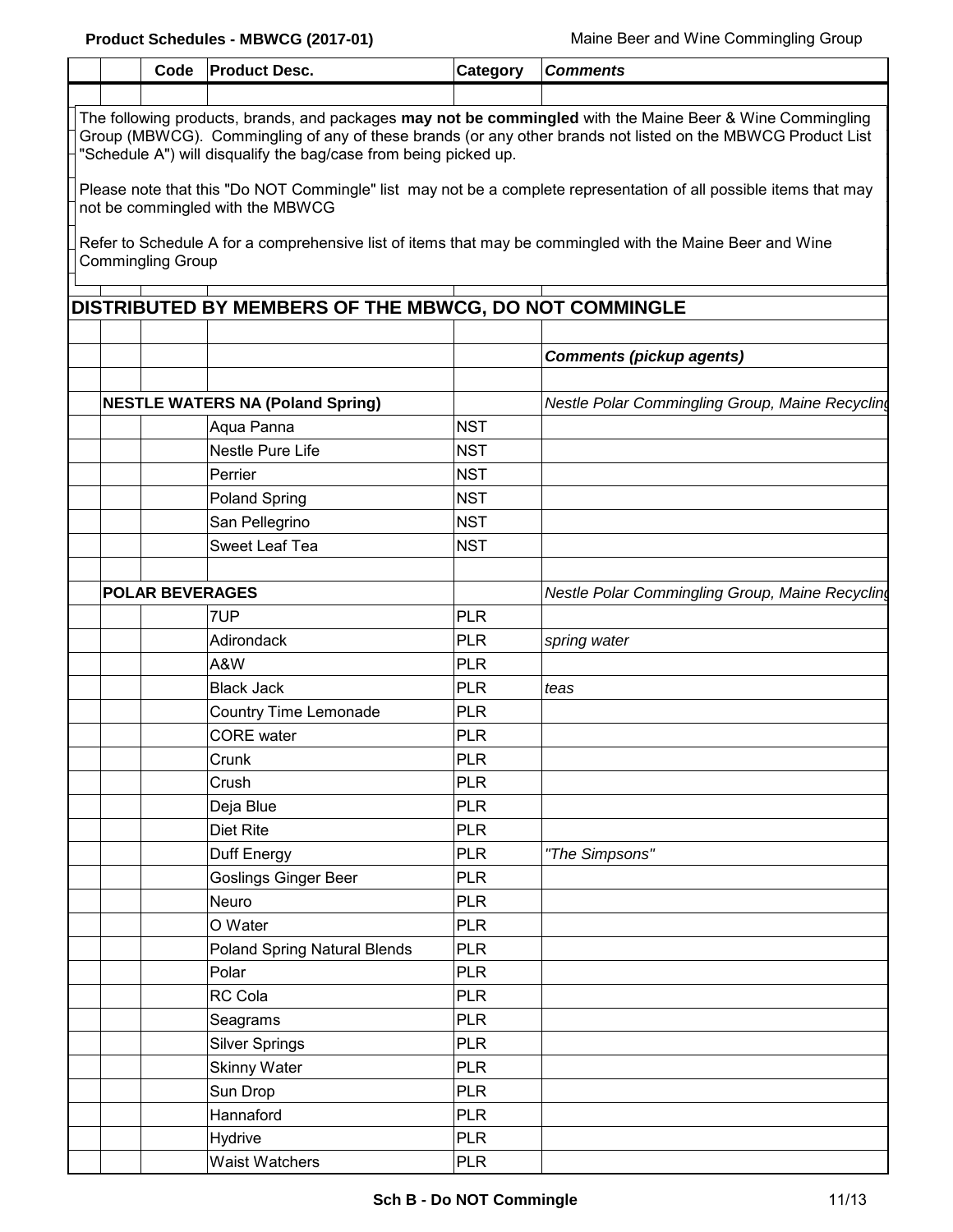| Code | Product Desc. | Category | Comments |
|---|---|---|---|

The following products, brands, and packages **may not be commingled** with the Maine Beer & Wine Commingling Group (MBWCG). Commingling of any of these brands (or any other brands not listed on the MBWCG Product List "Schedule A") will disqualify the bag/case from being picked up.

Please note that this "Do NOT Commingle" list may not be a complete representation of all possible items that may not be commingled with the MBWCG

Refer to Schedule A for a comprehensive list of items that may be commingled with the Maine Beer and Wine Commingling Group

## DISTRIBUTED BY MEMBERS OF THE MBWCG, DO NOT COMMINGLE

| Code | Product Desc. | Category | Comments (pickup agents) |
|---|---|---|---|
| **NESTLE WATERS NA (Poland Spring)** | | | *Nestle Polar Commingling Group, Maine Recycling* |
| | Aqua Panna | NST | |
| | Nestle Pure Life | NST | |
| | Perrier | NST | |
| | Poland Spring | NST | |
| | San Pellegrino | NST | |
| | Sweet Leaf Tea | NST | |
| | | | |
| **POLAR BEVERAGES** | | | *Nestle Polar Commingling Group, Maine Recycling* |
| | 7UP | PLR | |
| | Adirondack | PLR | *spring water* |
| | A&W | PLR | |
| | Black Jack | PLR | *teas* |
| | Country Time Lemonade | PLR | |
| | CORE water | PLR | |
| | Crunk | PLR | |
| | Crush | PLR | |
| | Deja Blue | PLR | |
| | Diet Rite | PLR | |
| | Duff Energy | PLR | *"The Simpsons"* |
| | Goslings Ginger Beer | PLR | |
| | Neuro | PLR | |
| | O Water | PLR | |
| | Poland Spring Natural Blends | PLR | |
| | Polar | PLR | |
| | RC Cola | PLR | |
| | Seagrams | PLR | |
| | Silver Springs | PLR | |
| | Skinny Water | PLR | |
| | Sun Drop | PLR | |
| | Hannaford | PLR | |
| | Hydrive | PLR | |
| | Waist Watchers | PLR | |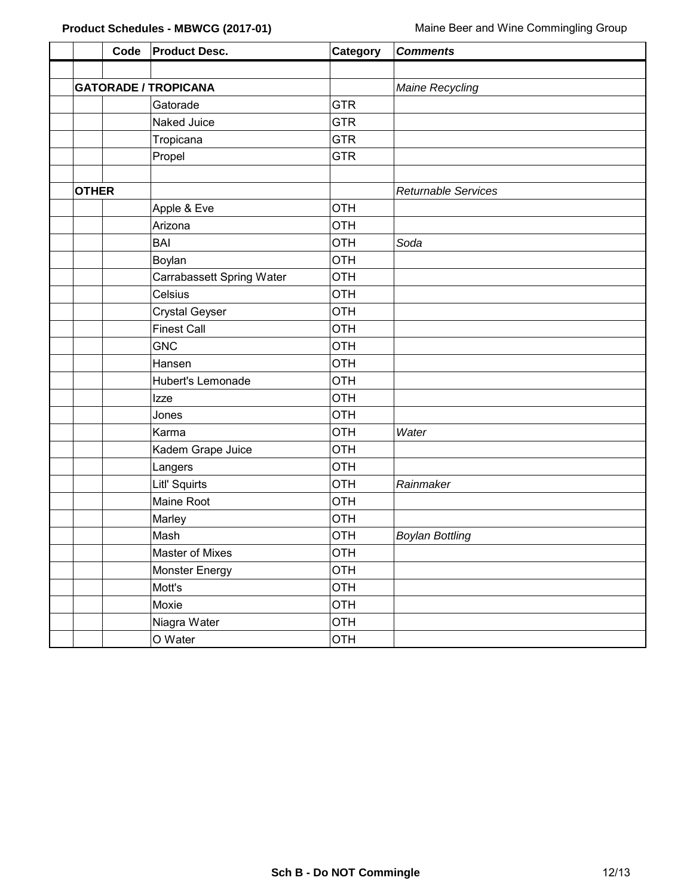| | Code | Product Desc. | Category | *Comments* |
|---|---|---|---|---|
| | | | | |
| **GATORADE / TROPICANA** | | | | *Maine Recycling* |
| | | Gatorade | GTR | |
| | | Naked Juice | GTR | |
| | | Tropicana | GTR | |
| | | Propel | GTR | |
| | | | | |
| **OTHER** | | | | *Returnable Services* |
| | | Apple & Eve | OTH | |
| | | Arizona | OTH | |
| | | BAI | OTH | *Soda* |
| | | Boylan | OTH | |
| | | Carrabassett Spring Water | OTH | |
| | | Celsius | OTH | |
| | | Crystal Geyser | OTH | |
| | | Finest Call | OTH | |
| | | GNC | OTH | |
| | | Hansen | OTH | |
| | | Hubert's Lemonade | OTH | |
| | | Izze | OTH | |
| | | Jones | OTH | |
| | | Karma | OTH | *Water* |
| | | Kadem Grape Juice | OTH | |
| | | Langers | OTH | |
| | | Litl' Squirts | OTH | *Rainmaker* |
| | | Maine Root | OTH | |
| | | Marley | OTH | |
| | | Mash | OTH | *Boylan Bottling* |
| | | Master of Mixes | OTH | |
| | | Monster Energy | OTH | |
| | | Mott's | OTH | |
| | | Moxie | OTH | |
| | | Niagra Water | OTH | |
| | | O Water | OTH | |

**Sch B - Do NOT Commingle**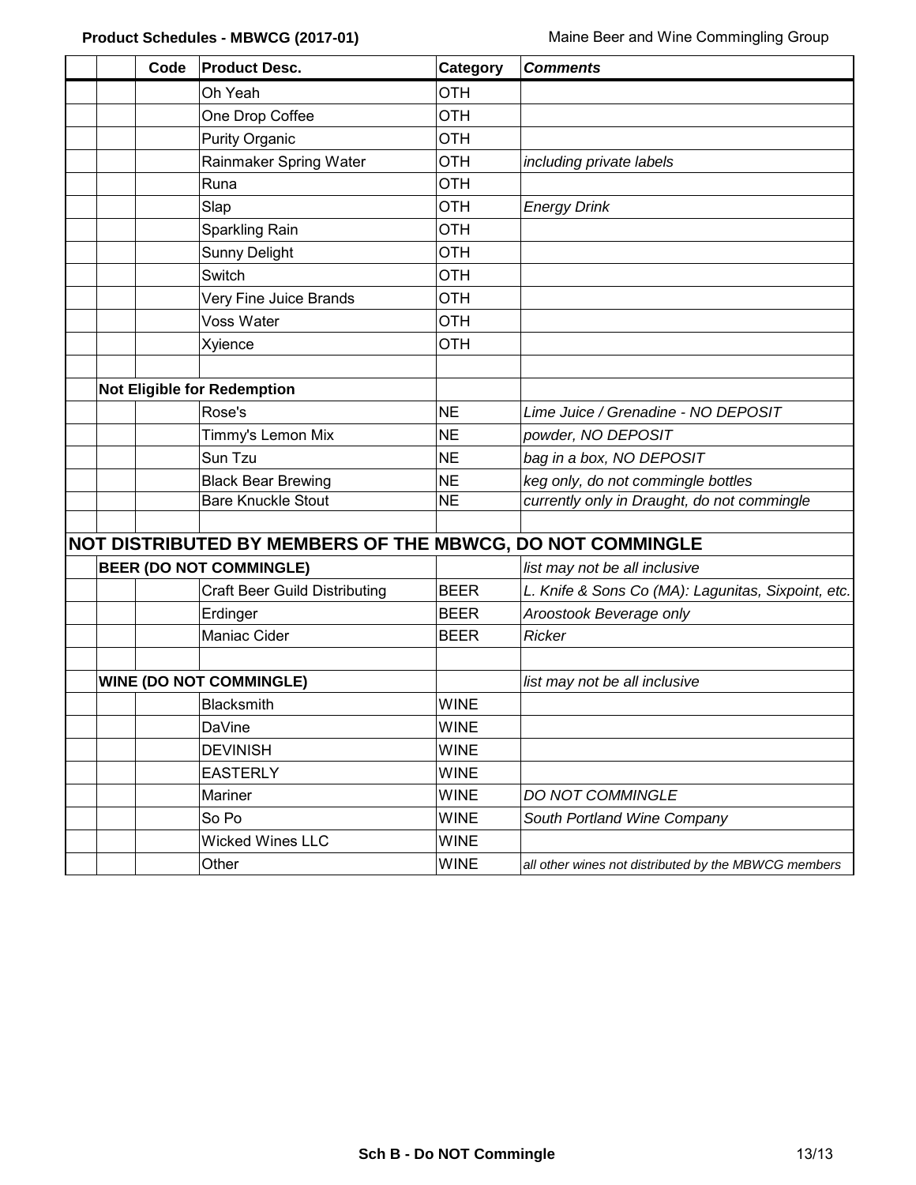| | | Code | Product Desc. | Category | *Comments* |
|---|---|---|---|---|---|
| | | | Oh Yeah | OTH | |
| | | | One Drop Coffee | OTH | |
| | | | Purity Organic | OTH | |
| | | | Rainmaker Spring Water | OTH | *including private labels* |
| | | | Runa | OTH | |
| | | | Slap | OTH | *Energy Drink* |
| | | | Sparkling Rain | OTH | |
| | | | Sunny Delight | OTH | |
| | | | Switch | OTH | |
| | | | Very Fine Juice Brands | OTH | |
| | | | Voss Water | OTH | |
| | | | Xyience | OTH | |
| | | | | | |
| | **Not Eligible for Redemption** | | | | |
| | | | Rose's | NE | *Lime Juice / Grenadine - NO DEPOSIT* |
| | | | Timmy's Lemon Mix | NE | *powder, NO DEPOSIT* |
| | | | Sun Tzu | NE | *bag in a box, NO DEPOSIT* |
| | | | Black Bear Brewing | NE | *keg only, do not commingle bottles* |
| | | | Bare Knuckle Stout | NE | *currently only in Draught, do not commingle* |
| | | | | | |
| **NOT DISTRIBUTED BY MEMBERS OF THE MBWCG, DO NOT COMMINGLE** | | | | | |
| | **BEER (DO NOT COMMINGLE)** | | | | *list may not be all inclusive* |
| | | | Craft Beer Guild Distributing | BEER | *L. Knife & Sons Co (MA): Lagunitas, Sixpoint, etc.* |
| | | | Erdinger | BEER | *Aroostook Beverage only* |
| | | | Maniac Cider | BEER | *Ricker* |
| | | | | | |
| | **WINE (DO NOT COMMINGLE)** | | | | *list may not be all inclusive* |
| | | | Blacksmith | WINE | |
| | | | DaVine | WINE | |
| | | | DEVINISH | WINE | |
| | | | EASTERLY | WINE | |
| | | | Mariner | WINE | *DO NOT COMMINGLE* |
| | | | So Po | WINE | *South Portland Wine Company* |
| | | | Wicked Wines LLC | WINE | |
| | | | Other | WINE | *all other wines not distributed by the MBWCG members* |